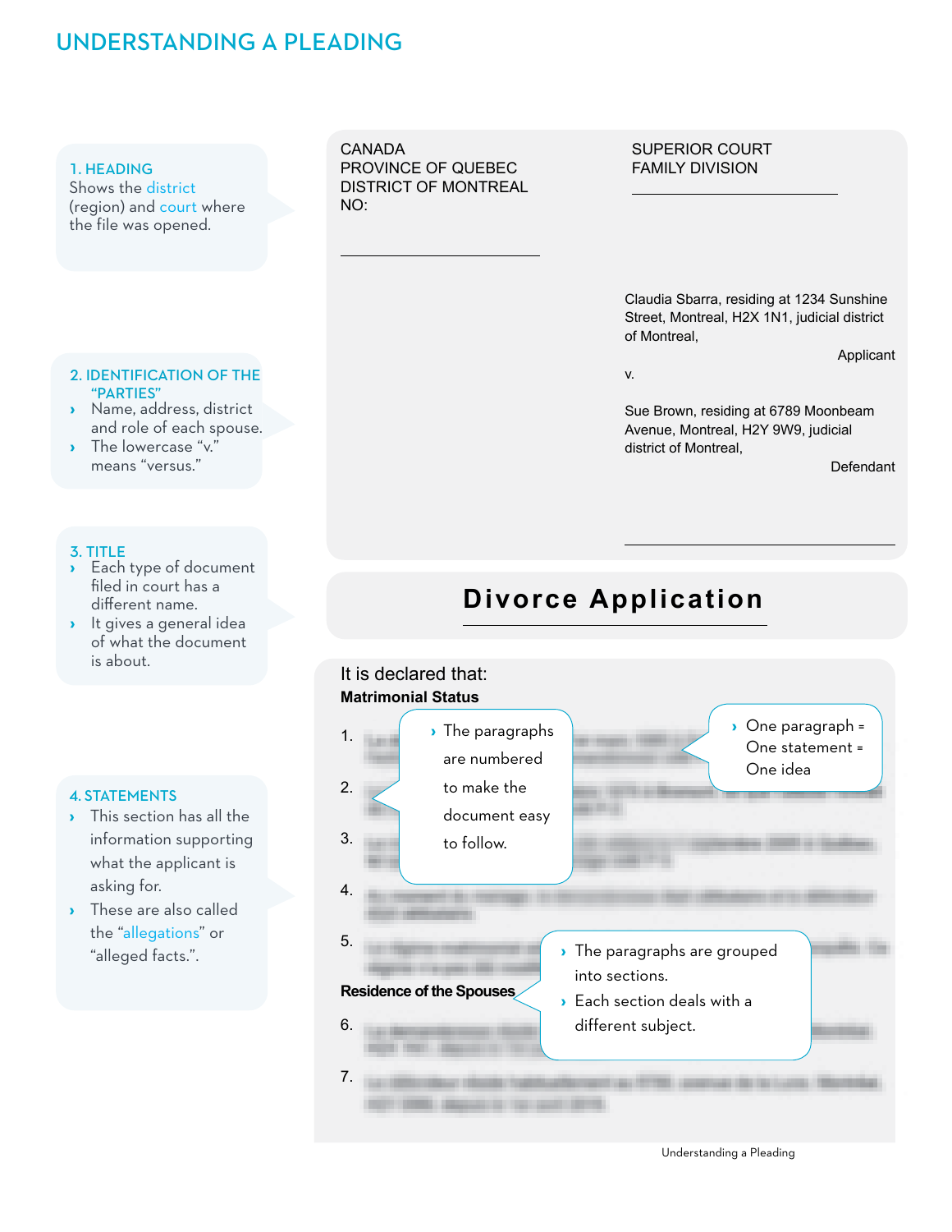# UNDERSTANDING A PLEADING

**1. HEADING**

Shows the district (region) and court where the file was opened.

CANADA
PROVINCE OF QUEBEC
DISTRICT OF MONTREAL
NO:

SUPERIOR COURT
FAMILY DIVISION

**2. IDENTIFICATION OF THE "PARTIES"**

- Name, address, district and role of each spouse.
- The lowercase "v." means "versus."

Claudia Sbarra, residing at 1234 Sunshine Street, Montreal, H2X 1N1, judicial district of Montreal,

Applicant

v.

Sue Brown, residing at 6789 Moonbeam Avenue, Montreal, H2Y 9W9, judicial district of Montreal,

Defendant

**3. TITLE**

- Each type of document filed in court has a different name.
- It gives a general idea of what the document is about.

## Divorce Application

**4. STATEMENTS**

- This section has all the information supporting what the applicant is asking for.
- These are also called the "allegations" or "alleged facts.".

It is declared that:

**Matrimonial Status**

1.
2.
3.
4.
5.

- The paragraphs are numbered to make the document easy to follow.

- One paragraph = One statement = One idea

**Residence of the Spouses**

6.
7.

- The paragraphs are grouped into sections.
- Each section deals with a different subject.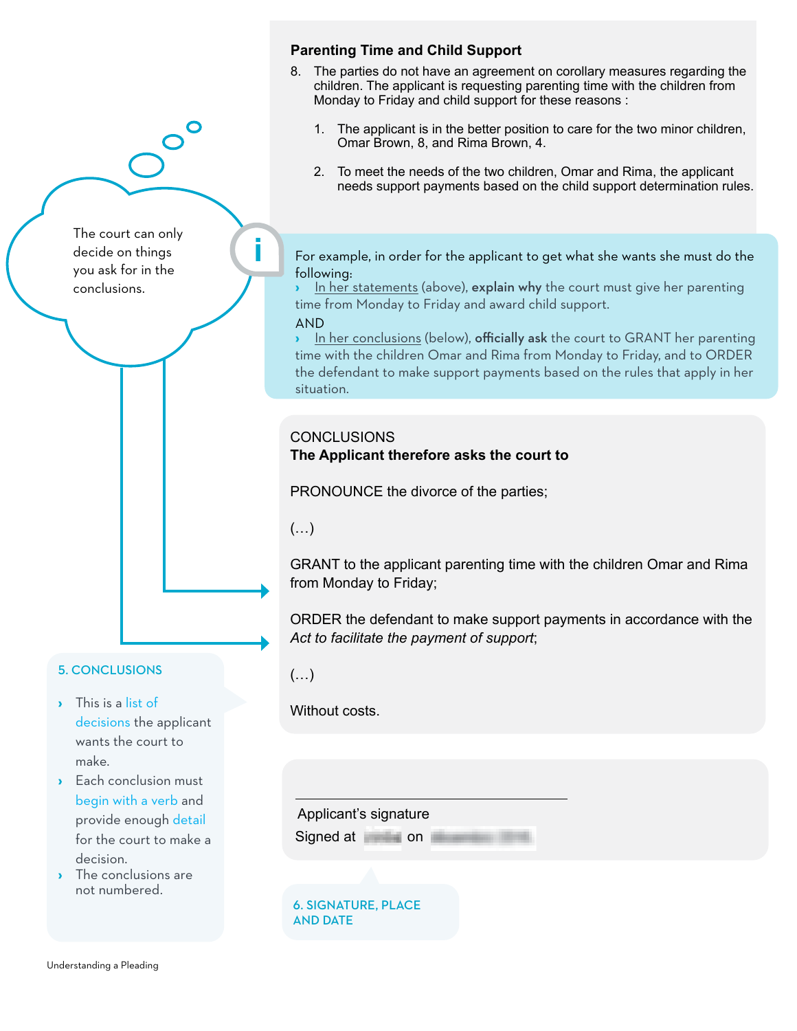## Parenting Time and Child Support

8. The parties do not have an agreement on corollary measures regarding the children. The applicant is requesting parenting time with the children from Monday to Friday and child support for these reasons :

    1. The applicant is in the better position to care for the two minor children, Omar Brown, 8, and Rima Brown, 4.

    2. To meet the needs of the two children, Omar and Rima, the applicant needs support payments based on the child support determination rules.

The court can only decide on things you ask for in the conclusions.

For example, in order for the applicant to get what she wants she must do the following:

› In her statements (above), **explain why** the court must give her parenting time from Monday to Friday and award child support.

AND

› In her conclusions (below), **officially ask** the court to GRANT her parenting time with the children Omar and Rima from Monday to Friday, and to ORDER the defendant to make support payments based on the rules that apply in her situation.

CONCLUSIONS
**The Applicant therefore asks the court to**

PRONOUNCE the divorce of the parties;

(…)

GRANT to the applicant parenting time with the children Omar and Rima from Monday to Friday;

ORDER the defendant to make support payments in accordance with the *Act to facilitate the payment of support*;

(…)

Without costs.

### 5. CONCLUSIONS

- This is a list of decisions the applicant wants the court to make.
- Each conclusion must begin with a verb and provide enough detail for the court to make a decision.
- The conclusions are not numbered.

\_\_\_\_\_\_\_\_\_\_\_\_\_\_\_\_\_\_\_\_\_\_\_\_\_\_\_\_\_\_\_\_
Applicant's signature
Signed at ______ on ______

### 6. SIGNATURE, PLACE AND DATE